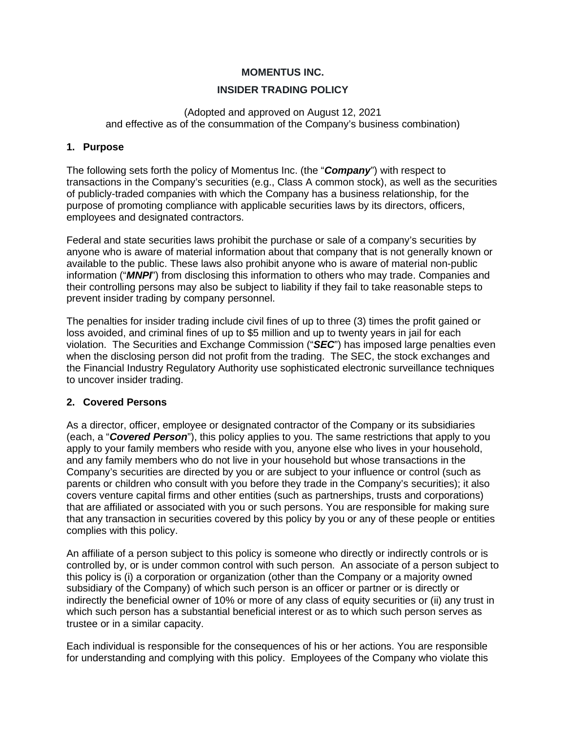**MOMENTUS INC.**

**INSIDER TRADING POLICY**

(Adopted and approved on August 12, 2021
and effective as of the consummation of the Company's business combination)

## 1. Purpose

The following sets forth the policy of Momentus Inc. (the "***Company***") with respect to transactions in the Company's securities (e.g., Class A common stock), as well as the securities of publicly-traded companies with which the Company has a business relationship, for the purpose of promoting compliance with applicable securities laws by its directors, officers, employees and designated contractors.

Federal and state securities laws prohibit the purchase or sale of a company's securities by anyone who is aware of material information about that company that is not generally known or available to the public. These laws also prohibit anyone who is aware of material non-public information ("***MNPI***") from disclosing this information to others who may trade. Companies and their controlling persons may also be subject to liability if they fail to take reasonable steps to prevent insider trading by company personnel.

The penalties for insider trading include civil fines of up to three (3) times the profit gained or loss avoided, and criminal fines of up to $5 million and up to twenty years in jail for each violation. The Securities and Exchange Commission ("***SEC***") has imposed large penalties even when the disclosing person did not profit from the trading. The SEC, the stock exchanges and the Financial Industry Regulatory Authority use sophisticated electronic surveillance techniques to uncover insider trading.

## 2. Covered Persons

As a director, officer, employee or designated contractor of the Company or its subsidiaries (each, a "***Covered Person***"), this policy applies to you. The same restrictions that apply to you apply to your family members who reside with you, anyone else who lives in your household, and any family members who do not live in your household but whose transactions in the Company's securities are directed by you or are subject to your influence or control (such as parents or children who consult with you before they trade in the Company's securities); it also covers venture capital firms and other entities (such as partnerships, trusts and corporations) that are affiliated or associated with you or such persons. You are responsible for making sure that any transaction in securities covered by this policy by you or any of these people or entities complies with this policy.

An affiliate of a person subject to this policy is someone who directly or indirectly controls or is controlled by, or is under common control with such person. An associate of a person subject to this policy is (i) a corporation or organization (other than the Company or a majority owned subsidiary of the Company) of which such person is an officer or partner or is directly or indirectly the beneficial owner of 10% or more of any class of equity securities or (ii) any trust in which such person has a substantial beneficial interest or as to which such person serves as trustee or in a similar capacity.

Each individual is responsible for the consequences of his or her actions. You are responsible for understanding and complying with this policy. Employees of the Company who violate this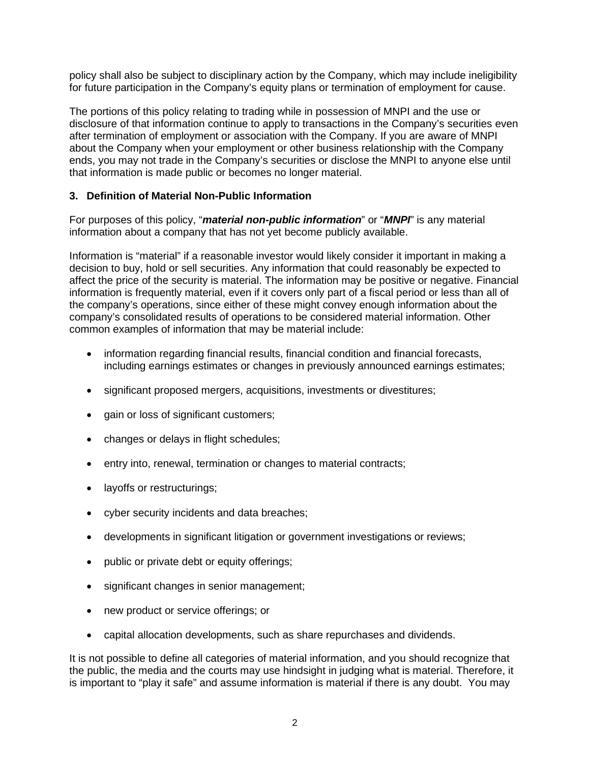policy shall also be subject to disciplinary action by the Company, which may include ineligibility for future participation in the Company's equity plans or termination of employment for cause.

The portions of this policy relating to trading while in possession of MNPI and the use or disclosure of that information continue to apply to transactions in the Company's securities even after termination of employment or association with the Company. If you are aware of MNPI about the Company when your employment or other business relationship with the Company ends, you may not trade in the Company's securities or disclose the MNPI to anyone else until that information is made public or becomes no longer material.

### 3. Definition of Material Non-Public Information

For purposes of this policy, "***material non-public information***" or "***MNPI***" is any material information about a company that has not yet become publicly available.

Information is "material" if a reasonable investor would likely consider it important in making a decision to buy, hold or sell securities. Any information that could reasonably be expected to affect the price of the security is material. The information may be positive or negative. Financial information is frequently material, even if it covers only part of a fiscal period or less than all of the company's operations, since either of these might convey enough information about the company's consolidated results of operations to be considered material information. Other common examples of information that may be material include:

- information regarding financial results, financial condition and financial forecasts, including earnings estimates or changes in previously announced earnings estimates;
- significant proposed mergers, acquisitions, investments or divestitures;
- gain or loss of significant customers;
- changes or delays in flight schedules;
- entry into, renewal, termination or changes to material contracts;
- layoffs or restructurings;
- cyber security incidents and data breaches;
- developments in significant litigation or government investigations or reviews;
- public or private debt or equity offerings;
- significant changes in senior management;
- new product or service offerings; or
- capital allocation developments, such as share repurchases and dividends.

It is not possible to define all categories of material information, and you should recognize that the public, the media and the courts may use hindsight in judging what is material. Therefore, it is important to "play it safe" and assume information is material if there is any doubt. You may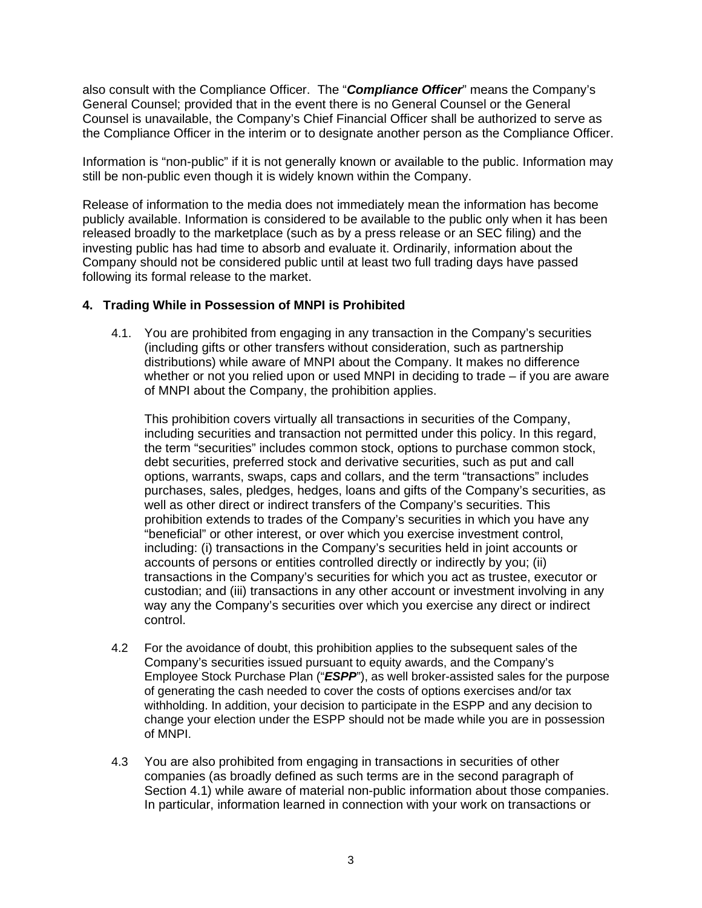also consult with the Compliance Officer. The "***Compliance Officer***" means the Company's General Counsel; provided that in the event there is no General Counsel or the General Counsel is unavailable, the Company's Chief Financial Officer shall be authorized to serve as the Compliance Officer in the interim or to designate another person as the Compliance Officer.

Information is "non-public" if it is not generally known or available to the public. Information may still be non-public even though it is widely known within the Company.

Release of information to the media does not immediately mean the information has become publicly available. Information is considered to be available to the public only when it has been released broadly to the marketplace (such as by a press release or an SEC filing) and the investing public has had time to absorb and evaluate it. Ordinarily, information about the Company should not be considered public until at least two full trading days have passed following its formal release to the market.

**4. Trading While in Possession of MNPI is Prohibited**

4.1. You are prohibited from engaging in any transaction in the Company's securities (including gifts or other transfers without consideration, such as partnership distributions) while aware of MNPI about the Company. It makes no difference whether or not you relied upon or used MNPI in deciding to trade – if you are aware of MNPI about the Company, the prohibition applies.

This prohibition covers virtually all transactions in securities of the Company, including securities and transaction not permitted under this policy. In this regard, the term "securities" includes common stock, options to purchase common stock, debt securities, preferred stock and derivative securities, such as put and call options, warrants, swaps, caps and collars, and the term "transactions" includes purchases, sales, pledges, hedges, loans and gifts of the Company's securities, as well as other direct or indirect transfers of the Company's securities. This prohibition extends to trades of the Company's securities in which you have any "beneficial" or other interest, or over which you exercise investment control, including: (i) transactions in the Company's securities held in joint accounts or accounts of persons or entities controlled directly or indirectly by you; (ii) transactions in the Company's securities for which you act as trustee, executor or custodian; and (iii) transactions in any other account or investment involving in any way any the Company's securities over which you exercise any direct or indirect control.

4.2 For the avoidance of doubt, this prohibition applies to the subsequent sales of the Company's securities issued pursuant to equity awards, and the Company's Employee Stock Purchase Plan ("***ESPP***"), as well broker-assisted sales for the purpose of generating the cash needed to cover the costs of options exercises and/or tax withholding. In addition, your decision to participate in the ESPP and any decision to change your election under the ESPP should not be made while you are in possession of MNPI.

4.3 You are also prohibited from engaging in transactions in securities of other companies (as broadly defined as such terms are in the second paragraph of Section 4.1) while aware of material non-public information about those companies. In particular, information learned in connection with your work on transactions or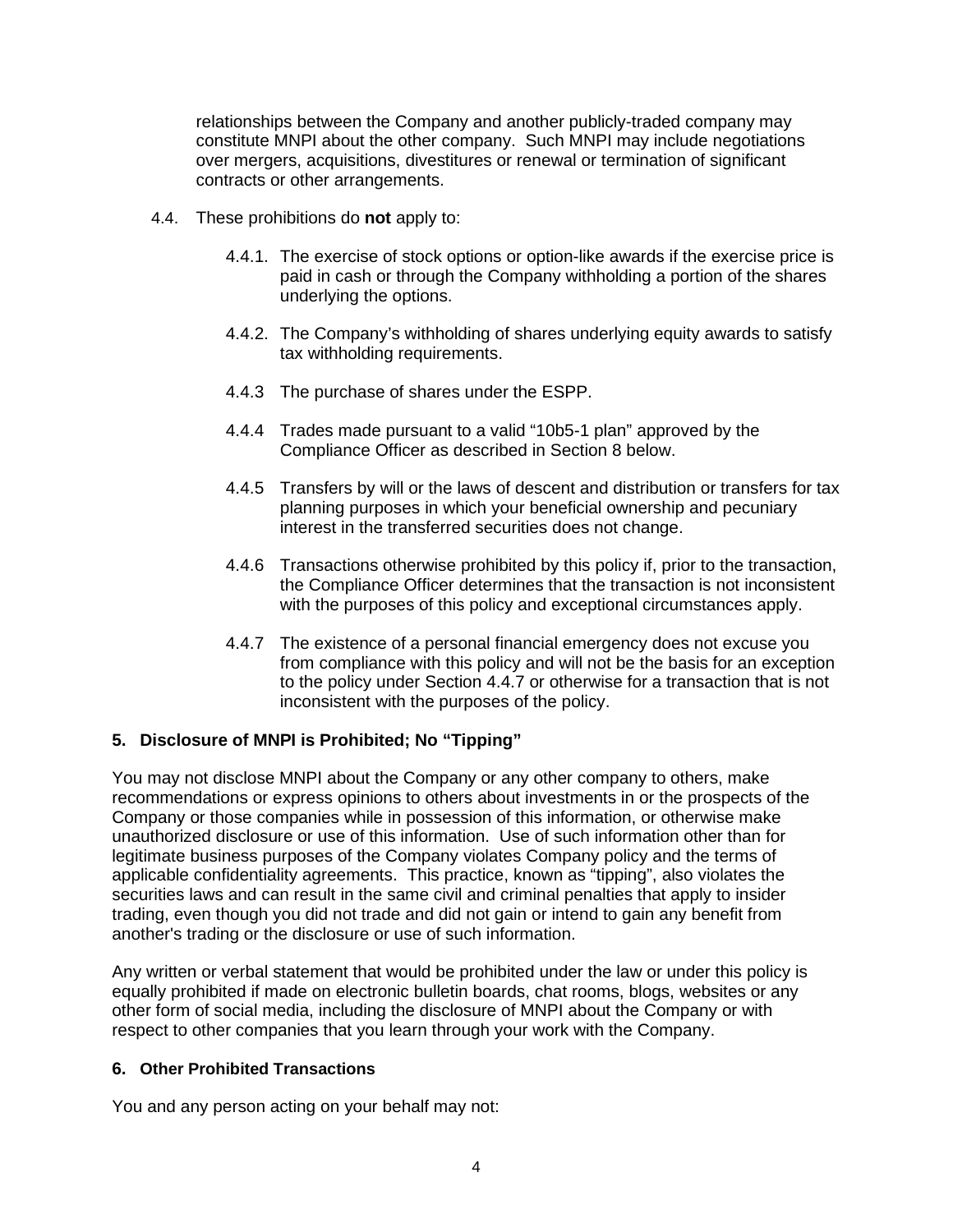relationships between the Company and another publicly-traded company may constitute MNPI about the other company. Such MNPI may include negotiations over mergers, acquisitions, divestitures or renewal or termination of significant contracts or other arrangements.

4.4. These prohibitions do **not** apply to:

4.4.1. The exercise of stock options or option-like awards if the exercise price is paid in cash or through the Company withholding a portion of the shares underlying the options.

4.4.2. The Company's withholding of shares underlying equity awards to satisfy tax withholding requirements.

4.4.3 The purchase of shares under the ESPP.

4.4.4 Trades made pursuant to a valid "10b5-1 plan" approved by the Compliance Officer as described in Section 8 below.

4.4.5 Transfers by will or the laws of descent and distribution or transfers for tax planning purposes in which your beneficial ownership and pecuniary interest in the transferred securities does not change.

4.4.6 Transactions otherwise prohibited by this policy if, prior to the transaction, the Compliance Officer determines that the transaction is not inconsistent with the purposes of this policy and exceptional circumstances apply.

4.4.7 The existence of a personal financial emergency does not excuse you from compliance with this policy and will not be the basis for an exception to the policy under Section 4.4.7 or otherwise for a transaction that is not inconsistent with the purposes of the policy.

## 5. Disclosure of MNPI is Prohibited; No "Tipping"

You may not disclose MNPI about the Company or any other company to others, make recommendations or express opinions to others about investments in or the prospects of the Company or those companies while in possession of this information, or otherwise make unauthorized disclosure or use of this information. Use of such information other than for legitimate business purposes of the Company violates Company policy and the terms of applicable confidentiality agreements. This practice, known as "tipping", also violates the securities laws and can result in the same civil and criminal penalties that apply to insider trading, even though you did not trade and did not gain or intend to gain any benefit from another's trading or the disclosure or use of such information.

Any written or verbal statement that would be prohibited under the law or under this policy is equally prohibited if made on electronic bulletin boards, chat rooms, blogs, websites or any other form of social media, including the disclosure of MNPI about the Company or with respect to other companies that you learn through your work with the Company.

## 6. Other Prohibited Transactions

You and any person acting on your behalf may not: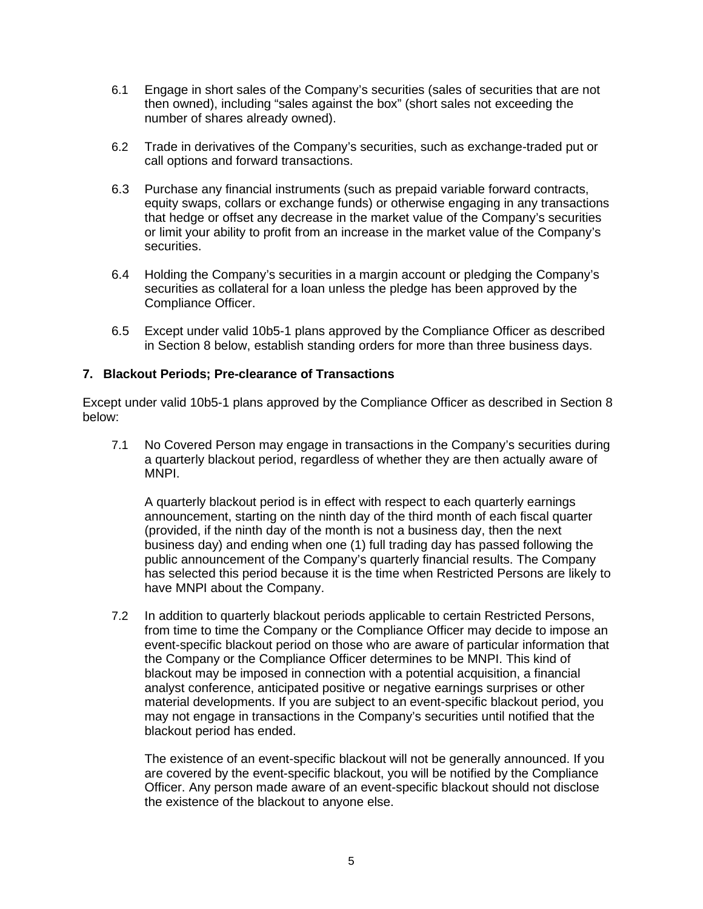6.1 Engage in short sales of the Company's securities (sales of securities that are not then owned), including "sales against the box" (short sales not exceeding the number of shares already owned).

6.2 Trade in derivatives of the Company's securities, such as exchange-traded put or call options and forward transactions.

6.3 Purchase any financial instruments (such as prepaid variable forward contracts, equity swaps, collars or exchange funds) or otherwise engaging in any transactions that hedge or offset any decrease in the market value of the Company's securities or limit your ability to profit from an increase in the market value of the Company's securities.

6.4 Holding the Company's securities in a margin account or pledging the Company's securities as collateral for a loan unless the pledge has been approved by the Compliance Officer.

6.5 Except under valid 10b5-1 plans approved by the Compliance Officer as described in Section 8 below, establish standing orders for more than three business days.

## 7. Blackout Periods; Pre-clearance of Transactions

Except under valid 10b5-1 plans approved by the Compliance Officer as described in Section 8 below:

7.1 No Covered Person may engage in transactions in the Company's securities during a quarterly blackout period, regardless of whether they are then actually aware of MNPI.

A quarterly blackout period is in effect with respect to each quarterly earnings announcement, starting on the ninth day of the third month of each fiscal quarter (provided, if the ninth day of the month is not a business day, then the next business day) and ending when one (1) full trading day has passed following the public announcement of the Company's quarterly financial results. The Company has selected this period because it is the time when Restricted Persons are likely to have MNPI about the Company.

7.2 In addition to quarterly blackout periods applicable to certain Restricted Persons, from time to time the Company or the Compliance Officer may decide to impose an event-specific blackout period on those who are aware of particular information that the Company or the Compliance Officer determines to be MNPI. This kind of blackout may be imposed in connection with a potential acquisition, a financial analyst conference, anticipated positive or negative earnings surprises or other material developments. If you are subject to an event-specific blackout period, you may not engage in transactions in the Company's securities until notified that the blackout period has ended.

The existence of an event-specific blackout will not be generally announced. If you are covered by the event-specific blackout, you will be notified by the Compliance Officer. Any person made aware of an event-specific blackout should not disclose the existence of the blackout to anyone else.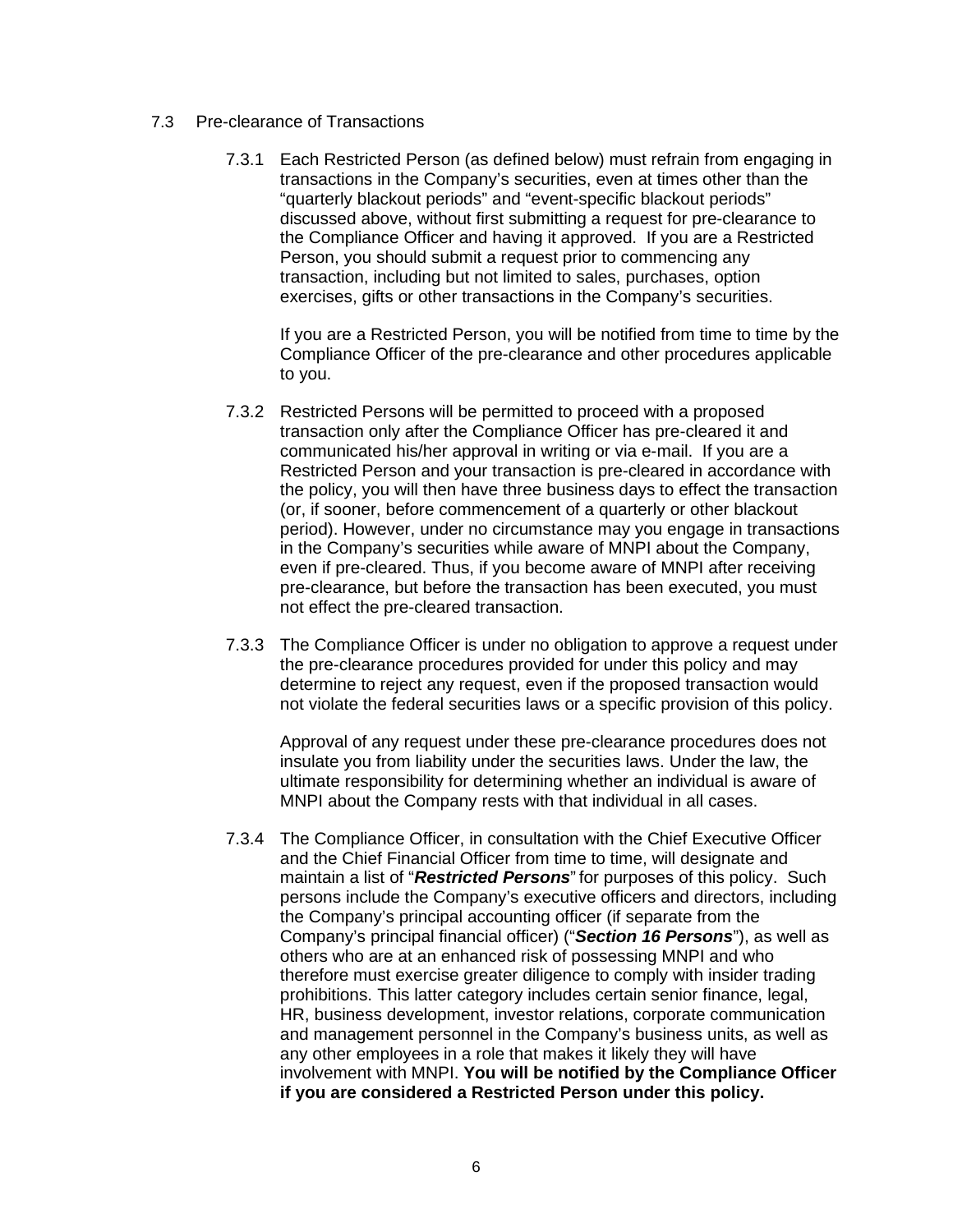7.3 Pre-clearance of Transactions

7.3.1 Each Restricted Person (as defined below) must refrain from engaging in transactions in the Company's securities, even at times other than the "quarterly blackout periods" and "event-specific blackout periods" discussed above, without first submitting a request for pre-clearance to the Compliance Officer and having it approved. If you are a Restricted Person, you should submit a request prior to commencing any transaction, including but not limited to sales, purchases, option exercises, gifts or other transactions in the Company's securities.

If you are a Restricted Person, you will be notified from time to time by the Compliance Officer of the pre-clearance and other procedures applicable to you.

7.3.2 Restricted Persons will be permitted to proceed with a proposed transaction only after the Compliance Officer has pre-cleared it and communicated his/her approval in writing or via e-mail. If you are a Restricted Person and your transaction is pre-cleared in accordance with the policy, you will then have three business days to effect the transaction (or, if sooner, before commencement of a quarterly or other blackout period). However, under no circumstance may you engage in transactions in the Company's securities while aware of MNPI about the Company, even if pre-cleared. Thus, if you become aware of MNPI after receiving pre-clearance, but before the transaction has been executed, you must not effect the pre-cleared transaction.

7.3.3 The Compliance Officer is under no obligation to approve a request under the pre-clearance procedures provided for under this policy and may determine to reject any request, even if the proposed transaction would not violate the federal securities laws or a specific provision of this policy.

Approval of any request under these pre-clearance procedures does not insulate you from liability under the securities laws. Under the law, the ultimate responsibility for determining whether an individual is aware of MNPI about the Company rests with that individual in all cases.

7.3.4 The Compliance Officer, in consultation with the Chief Executive Officer and the Chief Financial Officer from time to time, will designate and maintain a list of "***Restricted Persons***" for purposes of this policy. Such persons include the Company's executive officers and directors, including the Company's principal accounting officer (if separate from the Company's principal financial officer) ("***Section 16 Persons***"), as well as others who are at an enhanced risk of possessing MNPI and who therefore must exercise greater diligence to comply with insider trading prohibitions. This latter category includes certain senior finance, legal, HR, business development, investor relations, corporate communication and management personnel in the Company's business units, as well as any other employees in a role that makes it likely they will have involvement with MNPI. **You will be notified by the Compliance Officer if you are considered a Restricted Person under this policy.**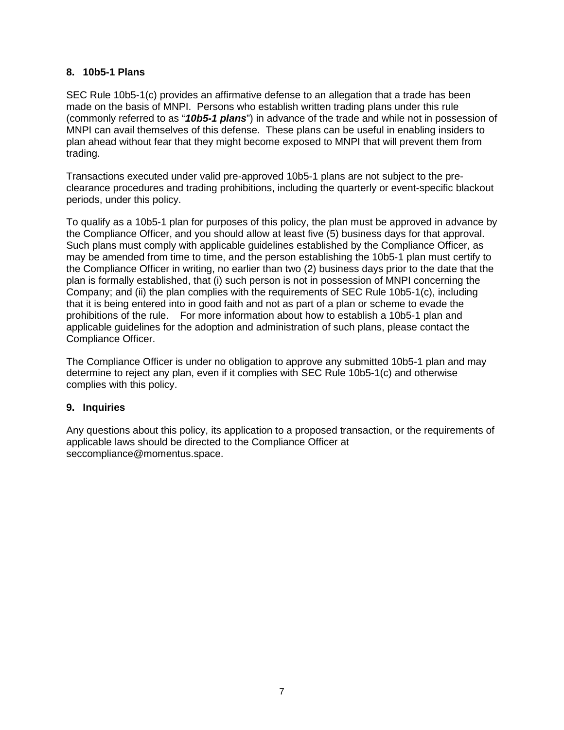## 8. 10b5-1 Plans

SEC Rule 10b5-1(c) provides an affirmative defense to an allegation that a trade has been made on the basis of MNPI. Persons who establish written trading plans under this rule (commonly referred to as "***10b5-1 plans***") in advance of the trade and while not in possession of MNPI can avail themselves of this defense. These plans can be useful in enabling insiders to plan ahead without fear that they might become exposed to MNPI that will prevent them from trading.

Transactions executed under valid pre-approved 10b5-1 plans are not subject to the pre-clearance procedures and trading prohibitions, including the quarterly or event-specific blackout periods, under this policy.

To qualify as a 10b5-1 plan for purposes of this policy, the plan must be approved in advance by the Compliance Officer, and you should allow at least five (5) business days for that approval. Such plans must comply with applicable guidelines established by the Compliance Officer, as may be amended from time to time, and the person establishing the 10b5-1 plan must certify to the Compliance Officer in writing, no earlier than two (2) business days prior to the date that the plan is formally established, that (i) such person is not in possession of MNPI concerning the Company; and (ii) the plan complies with the requirements of SEC Rule 10b5-1(c), including that it is being entered into in good faith and not as part of a plan or scheme to evade the prohibitions of the rule. For more information about how to establish a 10b5-1 plan and applicable guidelines for the adoption and administration of such plans, please contact the Compliance Officer.

The Compliance Officer is under no obligation to approve any submitted 10b5-1 plan and may determine to reject any plan, even if it complies with SEC Rule 10b5-1(c) and otherwise complies with this policy.

## 9. Inquiries

Any questions about this policy, its application to a proposed transaction, or the requirements of applicable laws should be directed to the Compliance Officer at seccompliance@momentus.space.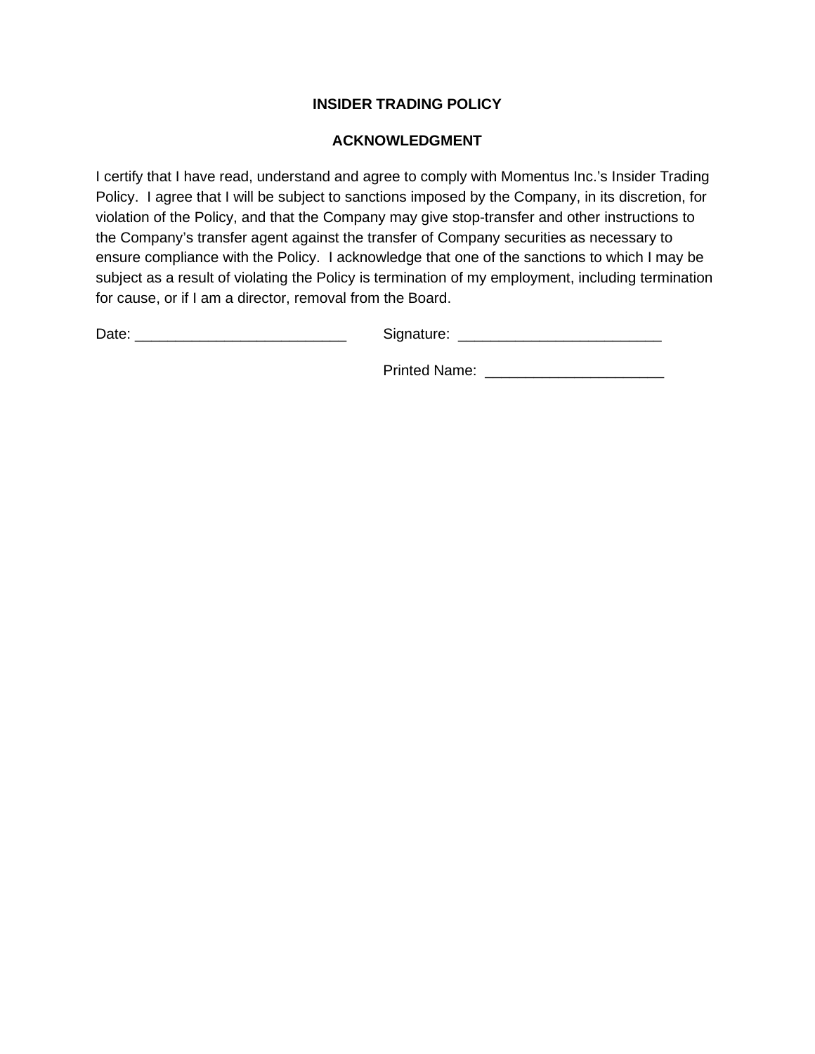**INSIDER TRADING POLICY**

**ACKNOWLEDGMENT**

I certify that I have read, understand and agree to comply with Momentus Inc.'s Insider Trading Policy. I agree that I will be subject to sanctions imposed by the Company, in its discretion, for violation of the Policy, and that the Company may give stop-transfer and other instructions to the Company's transfer agent against the transfer of Company securities as necessary to ensure compliance with the Policy. I acknowledge that one of the sanctions to which I may be subject as a result of violating the Policy is termination of my employment, including termination for cause, or if I am a director, removal from the Board.

Date: __________________________ Signature: _________________________

Printed Name: ______________________